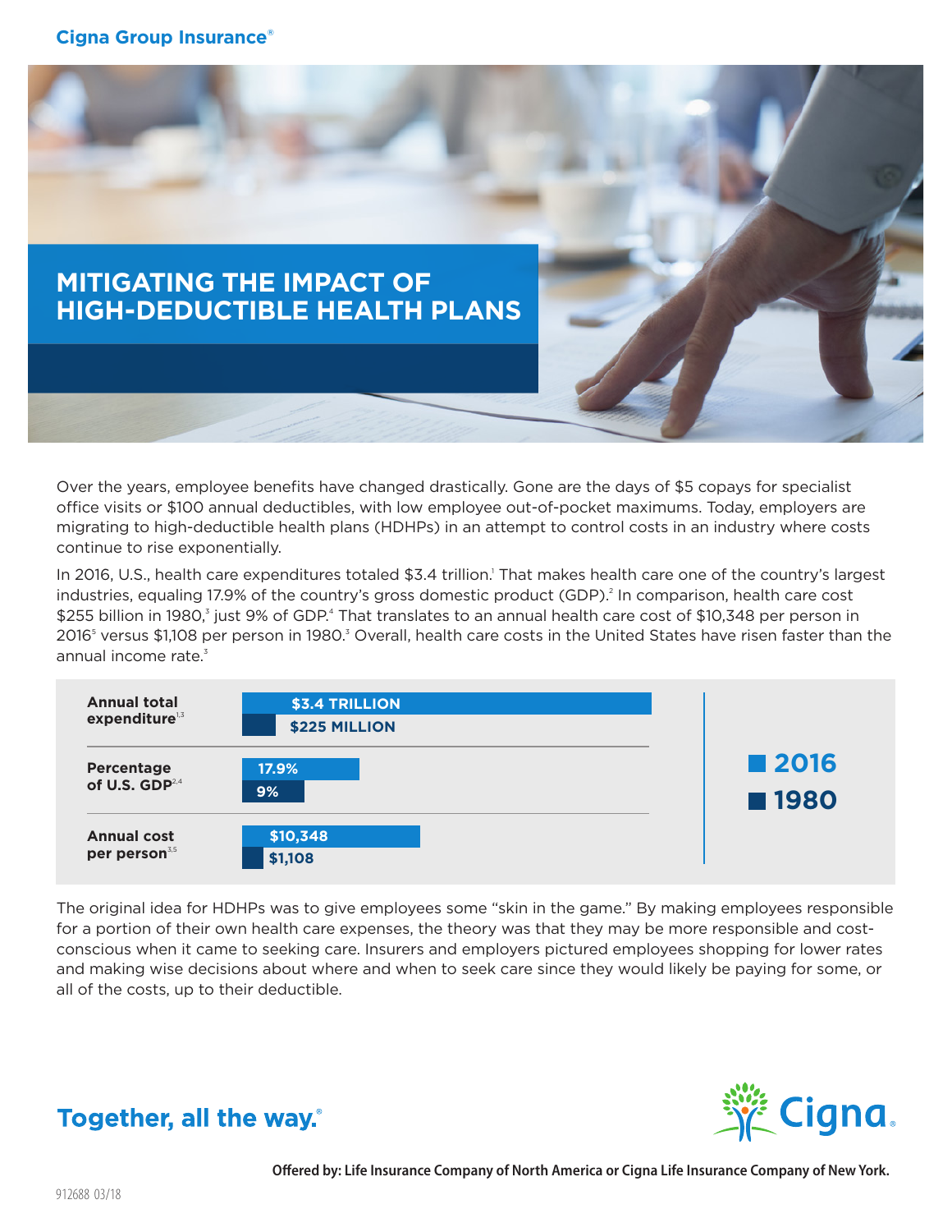Cigna Group Insurance®

# MITIGATING THE IMPACT OF HIGH-DEDUCTIBLE HEALTH PLANS

Over the years, employee benefits have changed drastically. Gone are the days of $5 copays for specialist office visits or $100 annual deductibles, with low employee out-of-pocket maximums. Today, employers are migrating to high-deductible health plans (HDHPs) in an attempt to control costs in an industry where costs continue to rise exponentially.

In 2016, U.S., health care expenditures totaled $3.4 trillion.[1] That makes health care one of the country's largest industries, equaling 17.9% of the country's gross domestic product (GDP).[2] In comparison, health care cost $255 billion in 1980,[3] just 9% of GDP.[4] That translates to an annual health care cost of $10,348 per person in 2016[5] versus $1,108 per person in 1980.[3] Overall, health care costs in the United States have risen faster than the annual income rate.[3]

| | 2016 | 1980 |
| --- | --- | --- |
| Annual total expenditure[1,3] | $3.4 TRILLION | $225 MILLION |
| Percentage of U.S. GDP[2,4] | 17.9% | 9% |
| Annual cost per person[3,5] | $10,348 | $1,108 |

The original idea for HDHPs was to give employees some "skin in the game." By making employees responsible for a portion of their own health care expenses, the theory was that they may be more responsible and cost-conscious when it came to seeking care. Insurers and employers pictured employees shopping for lower rates and making wise decisions about where and when to seek care since they would likely be paying for some, or all of the costs, up to their deductible.

Together, all the way.®

Cigna.

Offered by: Life Insurance Company of North America or Cigna Life Insurance Company of New York.

912688 03/18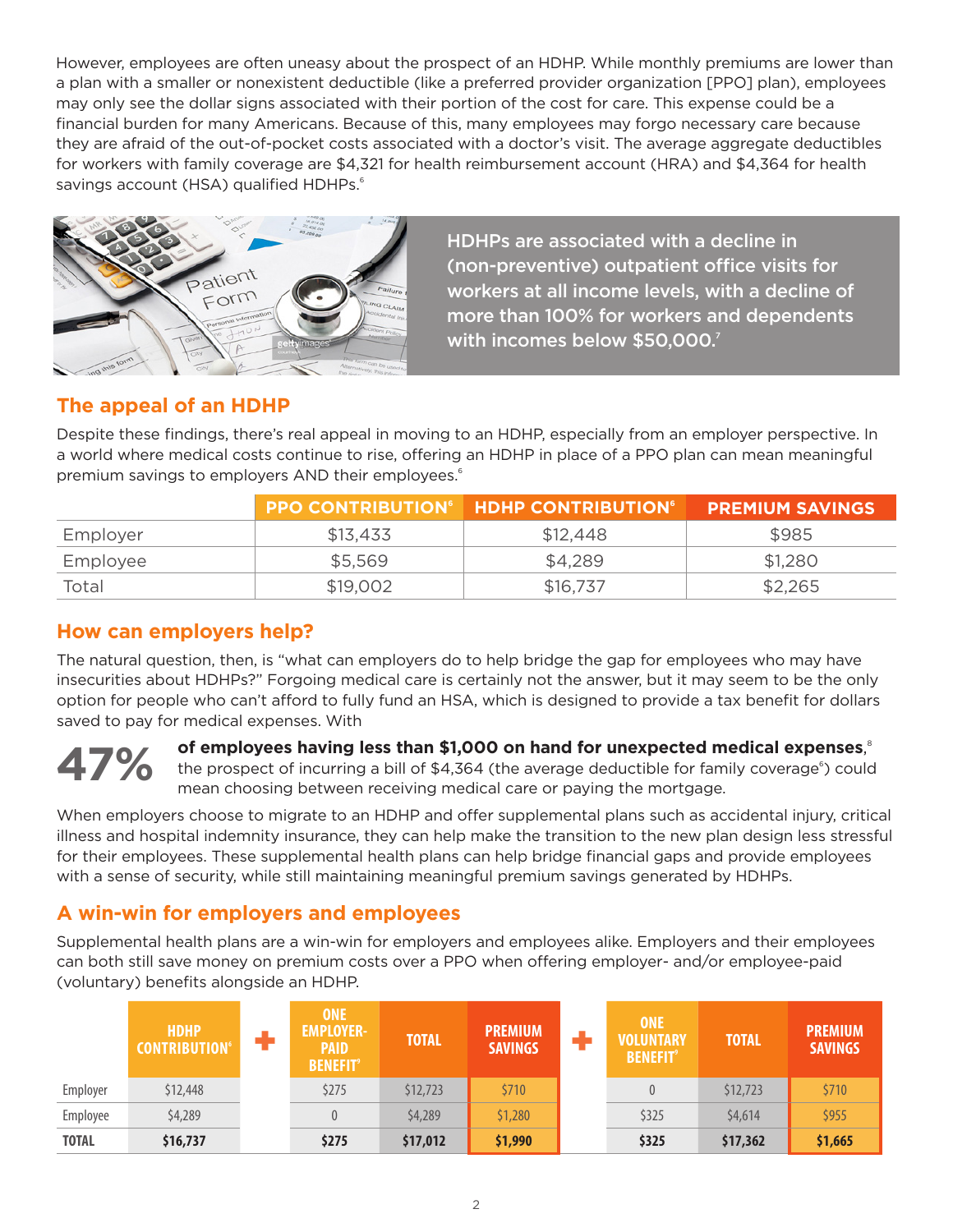However, employees are often uneasy about the prospect of an HDHP. While monthly premiums are lower than a plan with a smaller or nonexistent deductible (like a preferred provider organization [PPO] plan), employees may only see the dollar signs associated with their portion of the cost for care. This expense could be a financial burden for many Americans. Because of this, many employees may forgo necessary care because they are afraid of the out-of-pocket costs associated with a doctor's visit. The average aggregate deductibles for workers with family coverage are $4,321 for health reimbursement account (HRA) and $4,364 for health savings account (HSA) qualified HDHPs.[6]

HDHPs are associated with a decline in (non-preventive) outpatient office visits for workers at all income levels, with a decline of more than 100% for workers and dependents with incomes below $50,000.[7]

## The appeal of an HDHP

Despite these findings, there's real appeal in moving to an HDHP, especially from an employer perspective. In a world where medical costs continue to rise, offering an HDHP in place of a PPO plan can mean meaningful premium savings to employers AND their employees.[6]

| | PPO CONTRIBUTION[6] | HDHP CONTRIBUTION[6] | PREMIUM SAVINGS |
|---|---|---|---|
| Employer | $13,433 | $12,448 | $985 |
| Employee | $5,569 | $4,289 | $1,280 |
| Total | $19,002 | $16,737 | $2,265 |

## How can employers help?

The natural question, then, is "what can employers do to help bridge the gap for employees who may have insecurities about HDHPs?" Forgoing medical care is certainly not the answer, but it may seem to be the only option for people who can't afford to fully fund an HSA, which is designed to provide a tax benefit for dollars saved to pay for medical expenses. With

**47% of employees having less than $1,000 on hand for unexpected medical expenses**,[8] the prospect of incurring a bill of $4,364 (the average deductible for family coverage[6]) could mean choosing between receiving medical care or paying the mortgage.

When employers choose to migrate to an HDHP and offer supplemental plans such as accidental injury, critical illness and hospital indemnity insurance, they can help make the transition to the new plan design less stressful for their employees. These supplemental health plans can help bridge financial gaps and provide employees with a sense of security, while still maintaining meaningful premium savings generated by HDHPs.

## A win-win for employers and employees

Supplemental health plans are a win-win for employers and employees alike. Employers and their employees can both still save money on premium costs over a PPO when offering employer- and/or employee-paid (voluntary) benefits alongside an HDHP.

| | HDHP CONTRIBUTION[6] | + | ONE EMPLOYER-PAID BENEFIT[9] | TOTAL | PREMIUM SAVINGS | + | ONE VOLUNTARY BENEFIT[9] | TOTAL | PREMIUM SAVINGS |
|---|---|---|---|---|---|---|---|---|---|
| Employer | $12,448 | | $275 | $12,723 | $710 | | 0 | $12,723 | $710 |
| Employee | $4,289 | | 0 | $4,289 | $1,280 | | $325 | $4,614 | $955 |
| **TOTAL** | **$16,737** | | **$275** | **$17,012** | **$1,990** | | **$325** | **$17,362** | **$1,665** |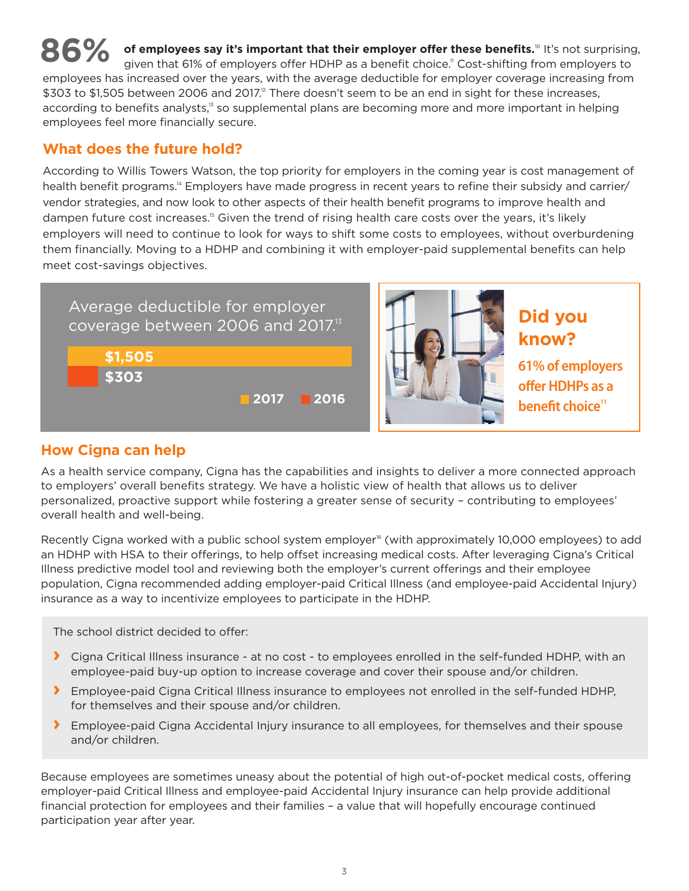**86% of employees say it's important that their employer offer these benefits.**[10] It's not surprising, given that 61% of employers offer HDHP as a benefit choice.[11] Cost-shifting from employers to employees has increased over the years, with the average deductible for employer coverage increasing from $303 to $1,505 between 2006 and 2017.[12] There doesn't seem to be an end in sight for these increases, according to benefits analysts,[13] so supplemental plans are becoming more and more important in helping employees feel more financially secure.

## What does the future hold?

According to Willis Towers Watson, the top priority for employers in the coming year is cost management of health benefit programs.[14] Employers have made progress in recent years to refine their subsidy and carrier/vendor strategies, and now look to other aspects of their health benefit programs to improve health and dampen future cost increases.[15] Given the trend of rising health care costs over the years, it's likely employers will need to continue to look for ways to shift some costs to employees, without overburdening them financially. Moving to a HDHP and combining it with employer-paid supplemental benefits can help meet cost-savings objectives.

Average deductible for employer coverage between 2006 and 2017.[13]

| Year | Average deductible |
|---|---|
| 2017 | $1,505 |
| 2016 | $303 |

**Did you know?**

**61% of employers offer HDHPs as a benefit choice**[11]

## How Cigna can help

As a health service company, Cigna has the capabilities and insights to deliver a more connected approach to employers' overall benefits strategy. We have a holistic view of health that allows us to deliver personalized, proactive support while fostering a greater sense of security – contributing to employees' overall health and well-being.

Recently Cigna worked with a public school system employer[16] (with approximately 10,000 employees) to add an HDHP with HSA to their offerings, to help offset increasing medical costs. After leveraging Cigna's Critical Illness predictive model tool and reviewing both the employer's current offerings and their employee population, Cigna recommended adding employer-paid Critical Illness (and employee-paid Accidental Injury) insurance as a way to incentivize employees to participate in the HDHP.

The school district decided to offer:

- Cigna Critical Illness insurance - at no cost - to employees enrolled in the self-funded HDHP, with an employee-paid buy-up option to increase coverage and cover their spouse and/or children.
- Employee-paid Cigna Critical Illness insurance to employees not enrolled in the self-funded HDHP, for themselves and their spouse and/or children.
- Employee-paid Cigna Accidental Injury insurance to all employees, for themselves and their spouse and/or children.

Because employees are sometimes uneasy about the potential of high out-of-pocket medical costs, offering employer-paid Critical Illness and employee-paid Accidental Injury insurance can help provide additional financial protection for employees and their families – a value that will hopefully encourage continued participation year after year.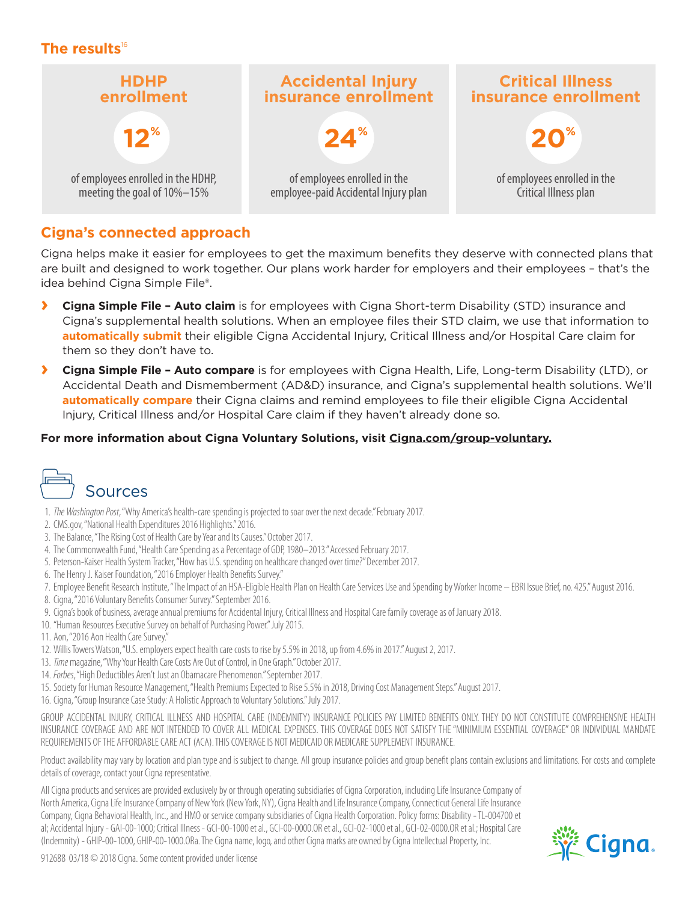## The results[16]

### HDHP enrollment

**12%**

of employees enrolled in the HDHP, meeting the goal of 10%–15%

### Accidental Injury insurance enrollment

**24%**

of employees enrolled in the employee-paid Accidental Injury plan

### Critical Illness insurance enrollment

**20%**

of employees enrolled in the Critical Illness plan

## Cigna's connected approach

Cigna helps make it easier for employees to get the maximum benefits they deserve with connected plans that are built and designed to work together. Our plans work harder for employers and their employees – that's the idea behind Cigna Simple File®.

- **Cigna Simple File – Auto claim** is for employees with Cigna Short-term Disability (STD) insurance and Cigna's supplemental health solutions. When an employee files their STD claim, we use that information to **automatically submit** their eligible Cigna Accidental Injury, Critical Illness and/or Hospital Care claim for them so they don't have to.
- **Cigna Simple File – Auto compare** is for employees with Cigna Health, Life, Long-term Disability (LTD), or Accidental Death and Dismemberment (AD&D) insurance, and Cigna's supplemental health solutions. We'll **automatically compare** their Cigna claims and remind employees to file their eligible Cigna Accidental Injury, Critical Illness and/or Hospital Care claim if they haven't already done so.

**For more information about Cigna Voluntary Solutions, visit Cigna.com/group-voluntary.**

## Sources

1. *The Washington Post*, "Why America's health-care spending is projected to soar over the next decade." February 2017.
2. CMS.gov, "National Health Expenditures 2016 Highlights." 2016.
3. The Balance, "The Rising Cost of Health Care by Year and Its Causes." October 2017.
4. The Commonwealth Fund, "Health Care Spending as a Percentage of GDP, 1980–2013." Accessed February 2017.
5. Peterson-Kaiser Health System Tracker, "How has U.S. spending on healthcare changed over time?" December 2017.
6. The Henry J. Kaiser Foundation, "2016 Employer Health Benefits Survey."
7. Employee Benefit Research Institute, "The Impact of an HSA-Eligible Health Plan on Health Care Services Use and Spending by Worker Income – EBRI Issue Brief, no. 425." August 2016.
8. Cigna, "2016 Voluntary Benefits Consumer Survey." September 2016.
9. Cigna's book of business, average annual premiums for Accidental Injury, Critical Illness and Hospital Care family coverage as of January 2018.
10. "Human Resources Executive Survey on behalf of Purchasing Power." July 2015.
11. Aon, "2016 Aon Health Care Survey."
12. Willis Towers Watson, "U.S. employers expect health care costs to rise by 5.5% in 2018, up from 4.6% in 2017." August 2, 2017.
13. *Time* magazine, "Why Your Health Care Costs Are Out of Control, in One Graph." October 2017.
14. *Forbes*, "High Deductibles Aren't Just an Obamacare Phenomenon." September 2017.
15. Society for Human Resource Management, "Health Premiums Expected to Rise 5.5% in 2018, Driving Cost Management Steps." August 2017.
16. Cigna, "Group Insurance Case Study: A Holistic Approach to Voluntary Solutions." July 2017.

GROUP ACCIDENTAL INJURY, CRITICAL ILLNESS AND HOSPITAL CARE (INDEMNITY) INSURANCE POLICIES PAY LIMITED BENEFITS ONLY. THEY DO NOT CONSTITUTE COMPREHENSIVE HEALTH INSURANCE COVERAGE AND ARE NOT INTENDED TO COVER ALL MEDICAL EXPENSES. THIS COVERAGE DOES NOT SATISFY THE "MINIMIUM ESSENTIAL COVERAGE" OR INDIVIDUAL MANDATE REQUIREMENTS OF THE AFFORDABLE CARE ACT (ACA). THIS COVERAGE IS NOT MEDICAID OR MEDICARE SUPPLEMENT INSURANCE.

Product availability may vary by location and plan type and is subject to change. All group insurance policies and group benefit plans contain exclusions and limitations. For costs and complete details of coverage, contact your Cigna representative.

All Cigna products and services are provided exclusively by or through operating subsidiaries of Cigna Corporation, including Life Insurance Company of North America, Cigna Life Insurance Company of New York (New York, NY), Cigna Health and Life Insurance Company, Connecticut General Life Insurance Company, Cigna Behavioral Health, Inc., and HMO or service company subsidiaries of Cigna Health Corporation. Policy forms: Disability - TL-004700 et al; Accidental Injury - GAI-00-1000; Critical Illness - GCI-00-1000 et al., GCI-00-0000.OR et al., GCI-02-1000 et al., GCI-02-0000.OR et al.; Hospital Care (Indemnity) - GHIP-00-1000, GHIP-00-1000.ORa. The Cigna name, logo, and other Cigna marks are owned by Cigna Intellectual Property, Inc.

912688 03/18 © 2018 Cigna. Some content provided under license